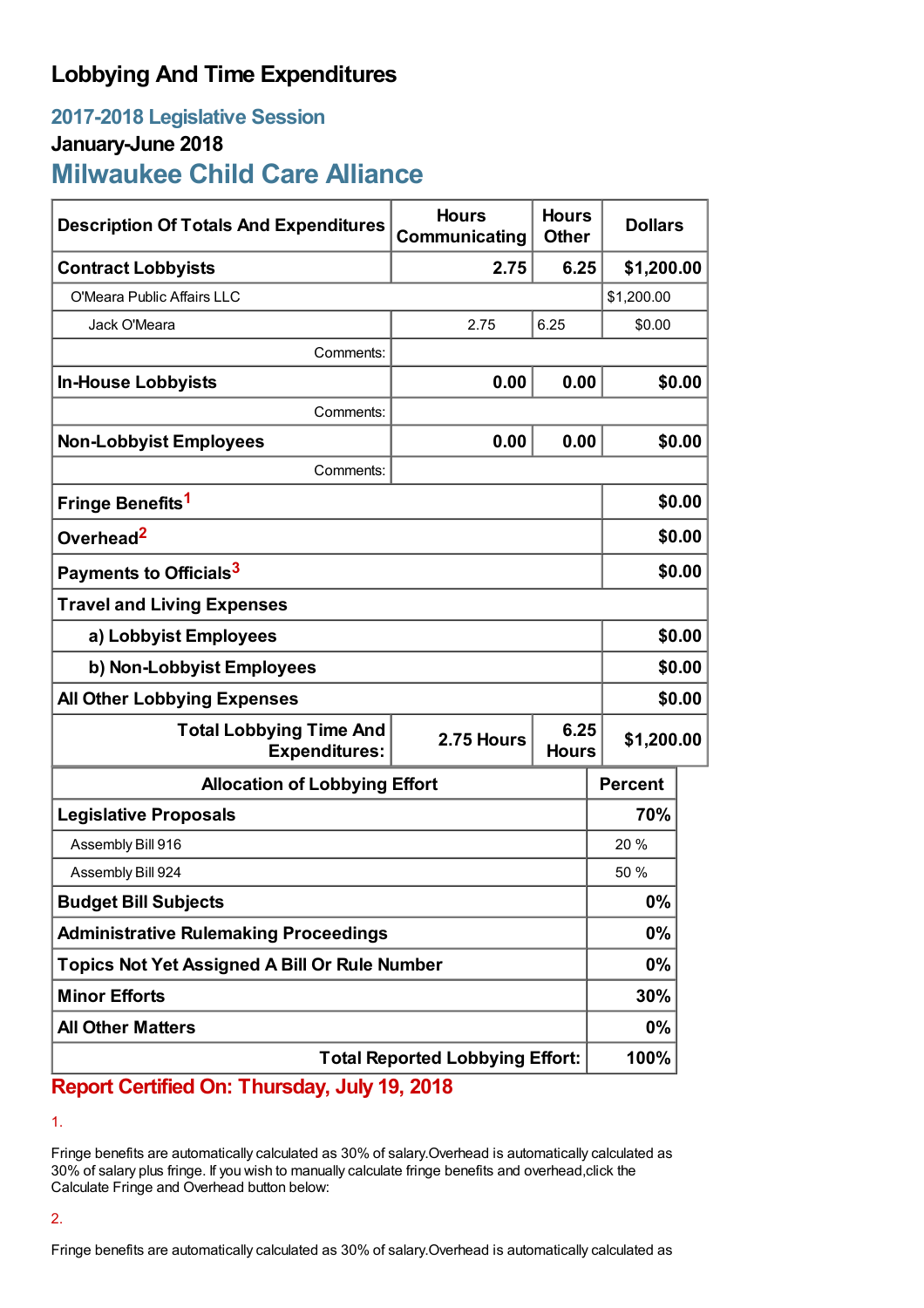# Lobbying And Time Expenditures

## 2017-2018 Legislative Session

### January-June 2018

## Milwaukee Child Care Alliance

| Description Of Totals And Expenditures | Hours Communicating | Hours Other | Dollars |
|---|---|---|---|
| **Contract Lobbyists** | **2.75** | **6.25** | **$1,200.00** |
| O'Meara Public Affairs LLC | | | $1,200.00 |
| Jack O'Meara | 2.75 | 6.25 | $0.00 |
| Comments: | | | |
| **In-House Lobbyists** | **0.00** | **0.00** | **$0.00** |
| Comments: | | | |
| **Non-Lobbyist Employees** | **0.00** | **0.00** | **$0.00** |
| Comments: | | | |
| **Fringe Benefits**[1] | | | **$0.00** |
| **Overhead**[2] | | | **$0.00** |
| **Payments to Officials**[3] | | | **$0.00** |
| **Travel and Living Expenses** | | | |
| **a) Lobbyist Employees** | | | **$0.00** |
| **b) Non-Lobbyist Employees** | | | **$0.00** |
| **All Other Lobbying Expenses** | | | **$0.00** |
| **Total Lobbying Time And Expenditures:** | **2.75 Hours** | **6.25 Hours** | **$1,200.00** |

| Allocation of Lobbying Effort | Percent |
|---|---|
| **Legislative Proposals** | **70%** |
| Assembly Bill 916 | 20 % |
| Assembly Bill 924 | 50 % |
| **Budget Bill Subjects** | **0%** |
| **Administrative Rulemaking Proceedings** | **0%** |
| **Topics Not Yet Assigned A Bill Or Rule Number** | **0%** |
| **Minor Efforts** | **30%** |
| **All Other Matters** | **0%** |
| **Total Reported Lobbying Effort:** | **100%** |

**Report Certified On: Thursday, July 19, 2018**

1.

Fringe benefits are automatically calculated as 30% of salary.Overhead is automatically calculated as 30% of salary plus fringe. If you wish to manually calculate fringe benefits and overhead,click the Calculate Fringe and Overhead button below:

2.

Fringe benefits are automatically calculated as 30% of salary.Overhead is automatically calculated as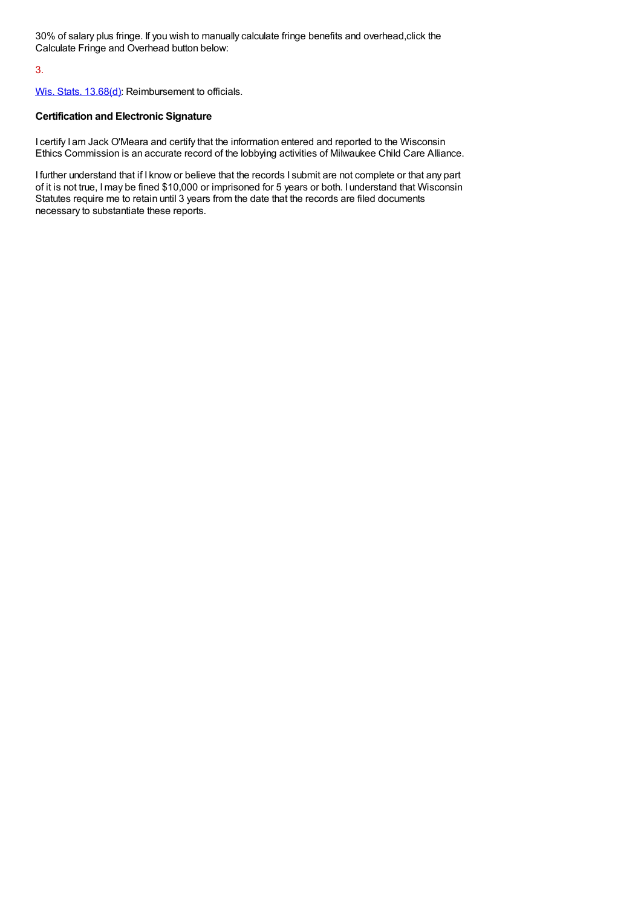30% of salary plus fringe. If you wish to manually calculate fringe benefits and overhead,click the Calculate Fringe and Overhead button below:

3.

Wis. Stats. 13.68(d): Reimbursement to officials.

### Certification and Electronic Signature

I certify I am Jack O'Meara and certify that the information entered and reported to the Wisconsin Ethics Commission is an accurate record of the lobbying activities of Milwaukee Child Care Alliance.

I further understand that if I know or believe that the records I submit are not complete or that any part of it is not true, I may be fined $10,000 or imprisoned for 5 years or both. I understand that Wisconsin Statutes require me to retain until 3 years from the date that the records are filed documents necessary to substantiate these reports.